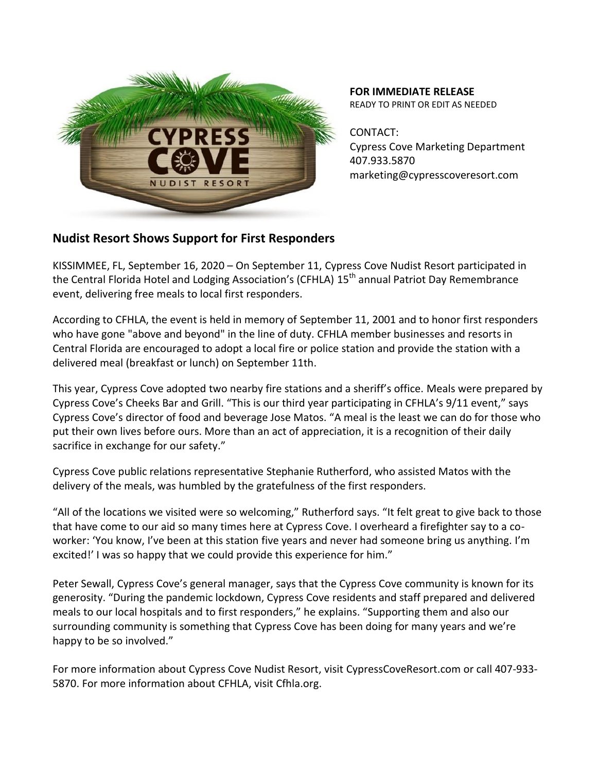**FOR IMMEDIATE RELEASE**
READY TO PRINT OR EDIT AS NEEDED

CONTACT:
Cypress Cove Marketing Department
407.933.5870
marketing@cypresscoveresort.com

## Nudist Resort Shows Support for First Responders

KISSIMMEE, FL, September 16, 2020 – On September 11, Cypress Cove Nudist Resort participated in the Central Florida Hotel and Lodging Association's (CFHLA) 15th annual Patriot Day Remembrance event, delivering free meals to local first responders.

According to CFHLA, the event is held in memory of September 11, 2001 and to honor first responders who have gone "above and beyond" in the line of duty. CFHLA member businesses and resorts in Central Florida are encouraged to adopt a local fire or police station and provide the station with a delivered meal (breakfast or lunch) on September 11th.

This year, Cypress Cove adopted two nearby fire stations and a sheriff's office. Meals were prepared by Cypress Cove's Cheeks Bar and Grill. "This is our third year participating in CFHLA's 9/11 event," says Cypress Cove's director of food and beverage Jose Matos. "A meal is the least we can do for those who put their own lives before ours. More than an act of appreciation, it is a recognition of their daily sacrifice in exchange for our safety."

Cypress Cove public relations representative Stephanie Rutherford, who assisted Matos with the delivery of the meals, was humbled by the gratefulness of the first responders.

"All of the locations we visited were so welcoming," Rutherford says. "It felt great to give back to those that have come to our aid so many times here at Cypress Cove. I overheard a firefighter say to a co-worker: 'You know, I've been at this station five years and never had someone bring us anything. I'm excited!' I was so happy that we could provide this experience for him."

Peter Sewall, Cypress Cove's general manager, says that the Cypress Cove community is known for its generosity. "During the pandemic lockdown, Cypress Cove residents and staff prepared and delivered meals to our local hospitals and to first responders," he explains. "Supporting them and also our surrounding community is something that Cypress Cove has been doing for many years and we're happy to be so involved."

For more information about Cypress Cove Nudist Resort, visit CypressCoveResort.com or call 407-933-5870. For more information about CFHLA, visit Cfhla.org.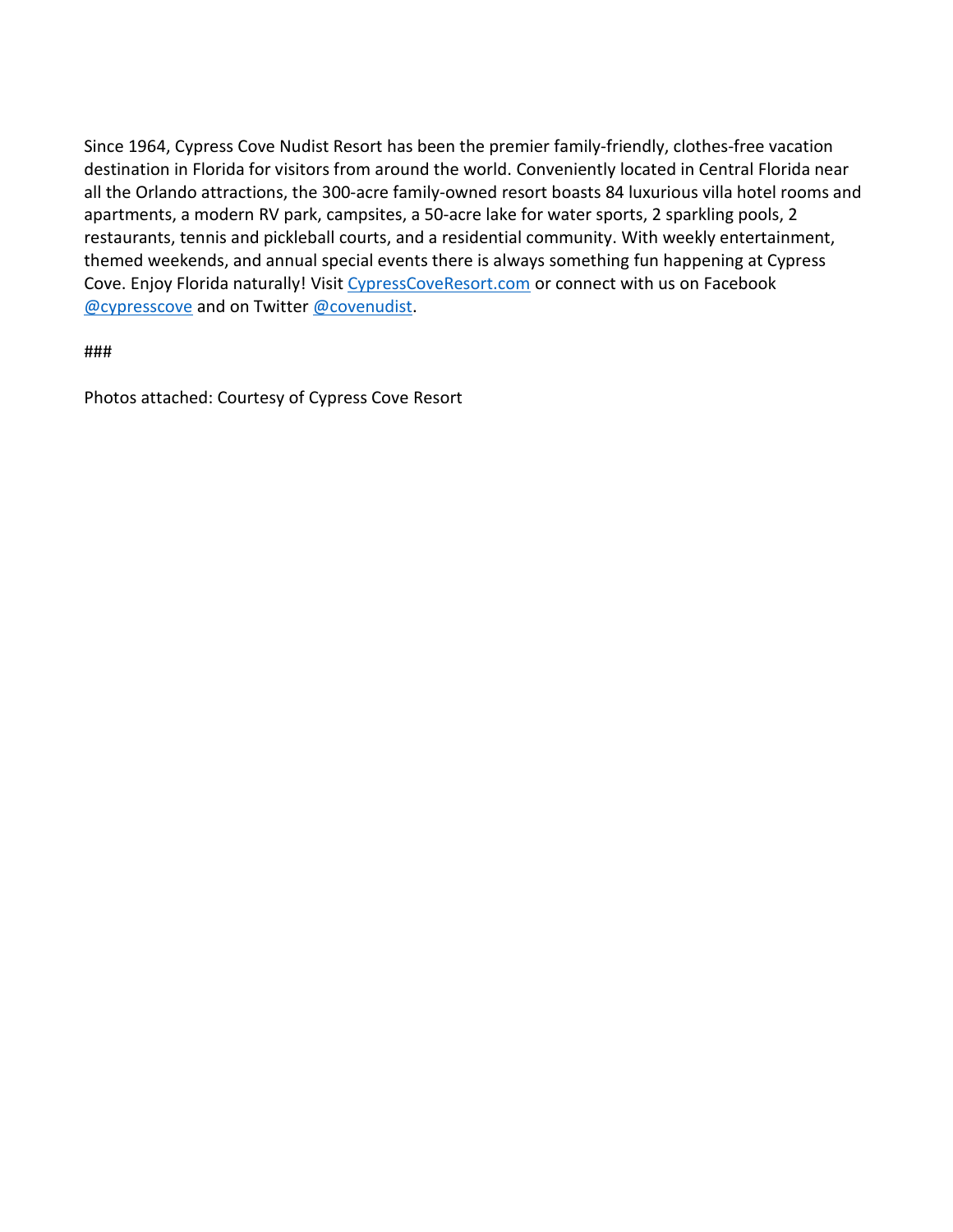Since 1964, Cypress Cove Nudist Resort has been the premier family-friendly, clothes-free vacation destination in Florida for visitors from around the world. Conveniently located in Central Florida near all the Orlando attractions, the 300-acre family-owned resort boasts 84 luxurious villa hotel rooms and apartments, a modern RV park, campsites, a 50-acre lake for water sports, 2 sparkling pools, 2 restaurants, tennis and pickleball courts, and a residential community. With weekly entertainment, themed weekends, and annual special events there is always something fun happening at Cypress Cove. Enjoy Florida naturally! Visit CypressCoveResort.com or connect with us on Facebook @cypresscove and on Twitter @covenudist.

###

Photos attached: Courtesy of Cypress Cove Resort